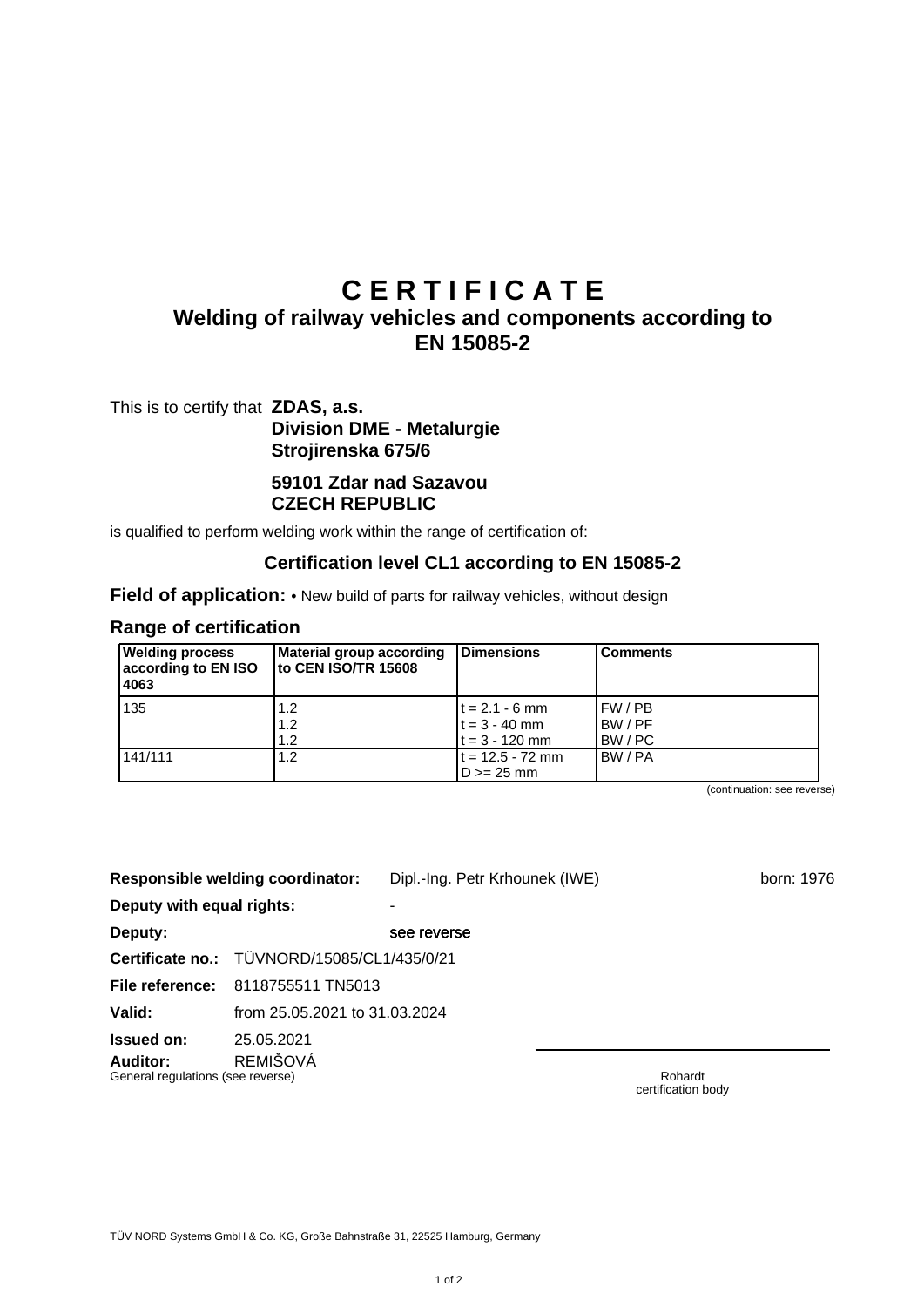# C E R T I F I C A T E

## Welding of railway vehicles and components according to EN 15085-2

This is to certify that **ZDAS, a.s.**
**Division DME - Metalurgie**
**Strojirenska 675/6**

**59101 Zdar nad Sazavou**
**CZECH REPUBLIC**

is qualified to perform welding work within the range of certification of:

### Certification level CL1 according to EN 15085-2

**Field of application:** • New build of parts for railway vehicles, without design

### Range of certification

| Welding process according to EN ISO 4063 | Material group according to CEN ISO/TR 15608 | Dimensions | Comments |
|---|---|---|---|
| 135 | 1.2<br>1.2<br>1.2 | t = 2.1 - 6 mm<br>t = 3 - 40 mm<br>t = 3 - 120 mm | FW / PB<br>BW / PF<br>BW / PC |
| 141/111 | 1.2 | t = 12.5 - 72 mm<br>D >= 25 mm | BW / PA |

(continuation: see reverse)

**Responsible welding coordinator:** Dipl.-Ing. Petr Krhounek (IWE) born: 1976

**Deputy with equal rights:** -

**Deputy:** see reverse

**Certificate no.:** TÜVNORD/15085/CL1/435/0/21

**File reference:** 8118755511 TN5013

**Valid:** from 25.05.2021 to 31.03.2024

**Issued on:** 25.05.2021

**Auditor:** REMIŠOVÁ

General regulations (see reverse)

Rohardt
certification body

TÜV NORD Systems GmbH & Co. KG, Große Bahnstraße 31, 22525 Hamburg, Germany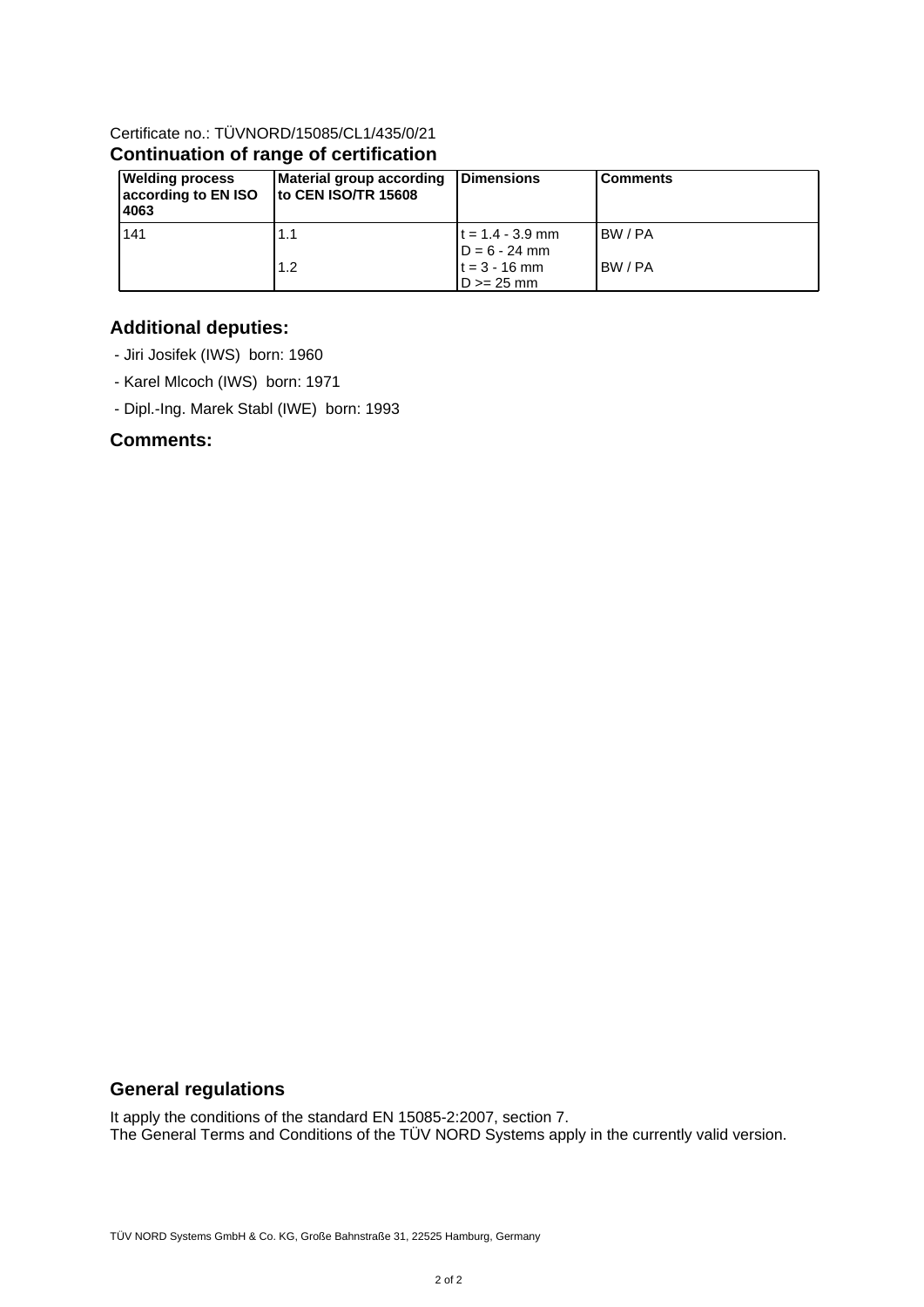Certificate no.: TÜVNORD/15085/CL1/435/0/21

## Continuation of range of certification

| Welding process according to EN ISO 4063 | Material group according to CEN ISO/TR 15608 | Dimensions | Comments |
|---|---|---|---|
| 141 | 1.1 | t = 1.4 - 3.9 mm<br>D = 6 - 24 mm | BW / PA |
| | 1.2 | t = 3 - 16 mm<br>D >= 25 mm | BW / PA |

## Additional deputies:

- Jiri Josifek (IWS) born: 1960
- Karel Mlcoch (IWS) born: 1971
- Dipl.-Ing. Marek Stabl (IWE) born: 1993

## Comments:

## General regulations

It apply the conditions of the standard EN 15085-2:2007, section 7.
The General Terms and Conditions of the TÜV NORD Systems apply in the currently valid version.

TÜV NORD Systems GmbH & Co. KG, Große Bahnstraße 31, 22525 Hamburg, Germany